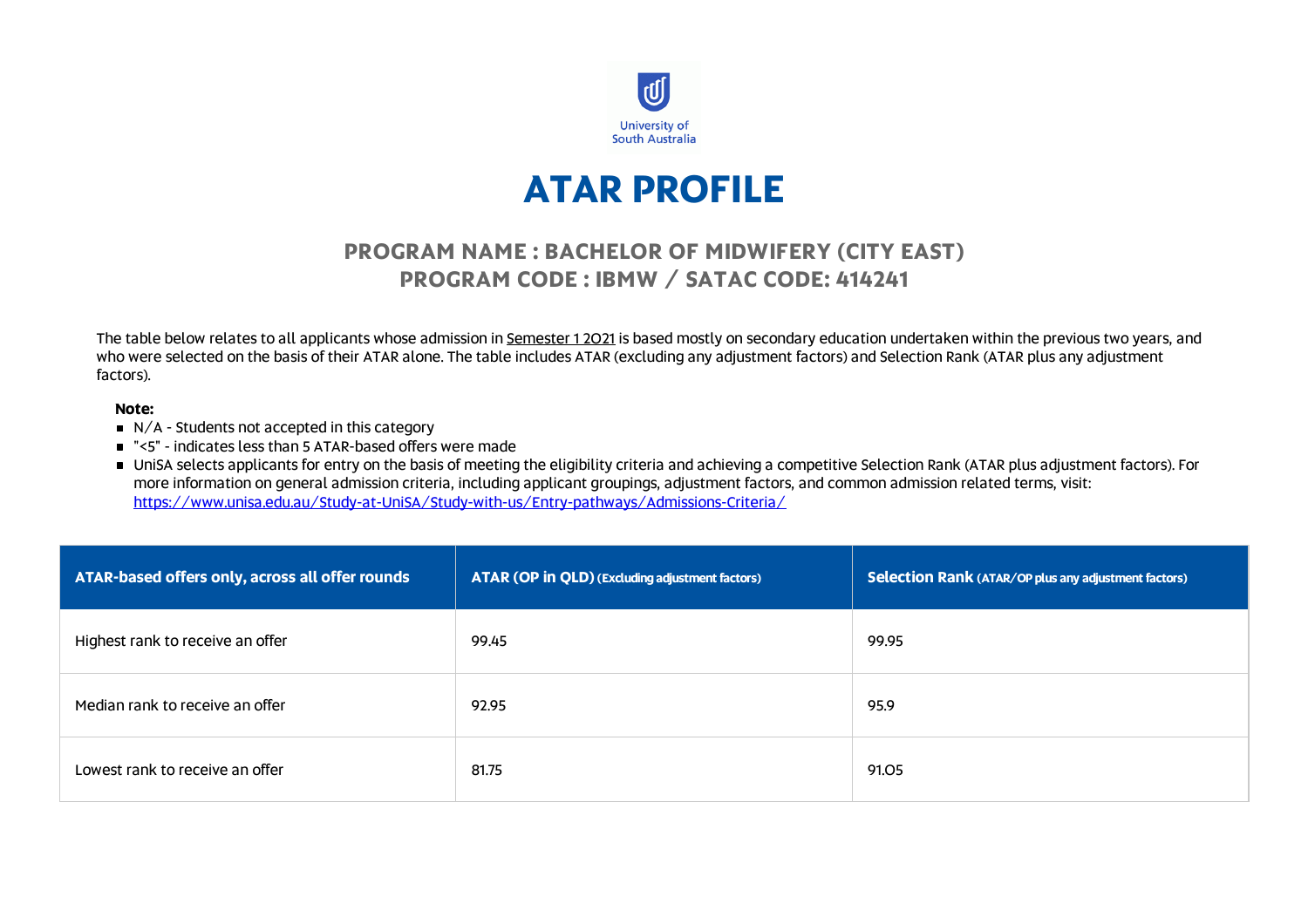University of South Australia

# ATAR PROFILE

## PROGRAM NAME : BACHELOR OF MIDWIFERY (CITY EAST)
## PROGRAM CODE : IBMW / SATAC CODE: 414241

The table below relates to all applicants whose admission in Semester 1 2021 is based mostly on secondary education undertaken within the previous two years, and who were selected on the basis of their ATAR alone. The table includes ATAR (excluding any adjustment factors) and Selection Rank (ATAR plus any adjustment factors).

**Note:**

- N/A - Students not accepted in this category
- "<5" - indicates less than 5 ATAR-based offers were made
- UniSA selects applicants for entry on the basis of meeting the eligibility criteria and achieving a competitive Selection Rank (ATAR plus adjustment factors). For more information on general admission criteria, including applicant groupings, adjustment factors, and common admission related terms, visit: https://www.unisa.edu.au/Study-at-UniSA/Study-with-us/Entry-pathways/Admissions-Criteria/

| ATAR-based offers only, across all offer rounds | ATAR (OP in QLD) (Excluding adjustment factors) | Selection Rank (ATAR/OP plus any adjustment factors) |
|---|---|---|
| Highest rank to receive an offer | 99.45 | 99.95 |
| Median rank to receive an offer | 92.95 | 95.9 |
| Lowest rank to receive an offer | 81.75 | 91.05 |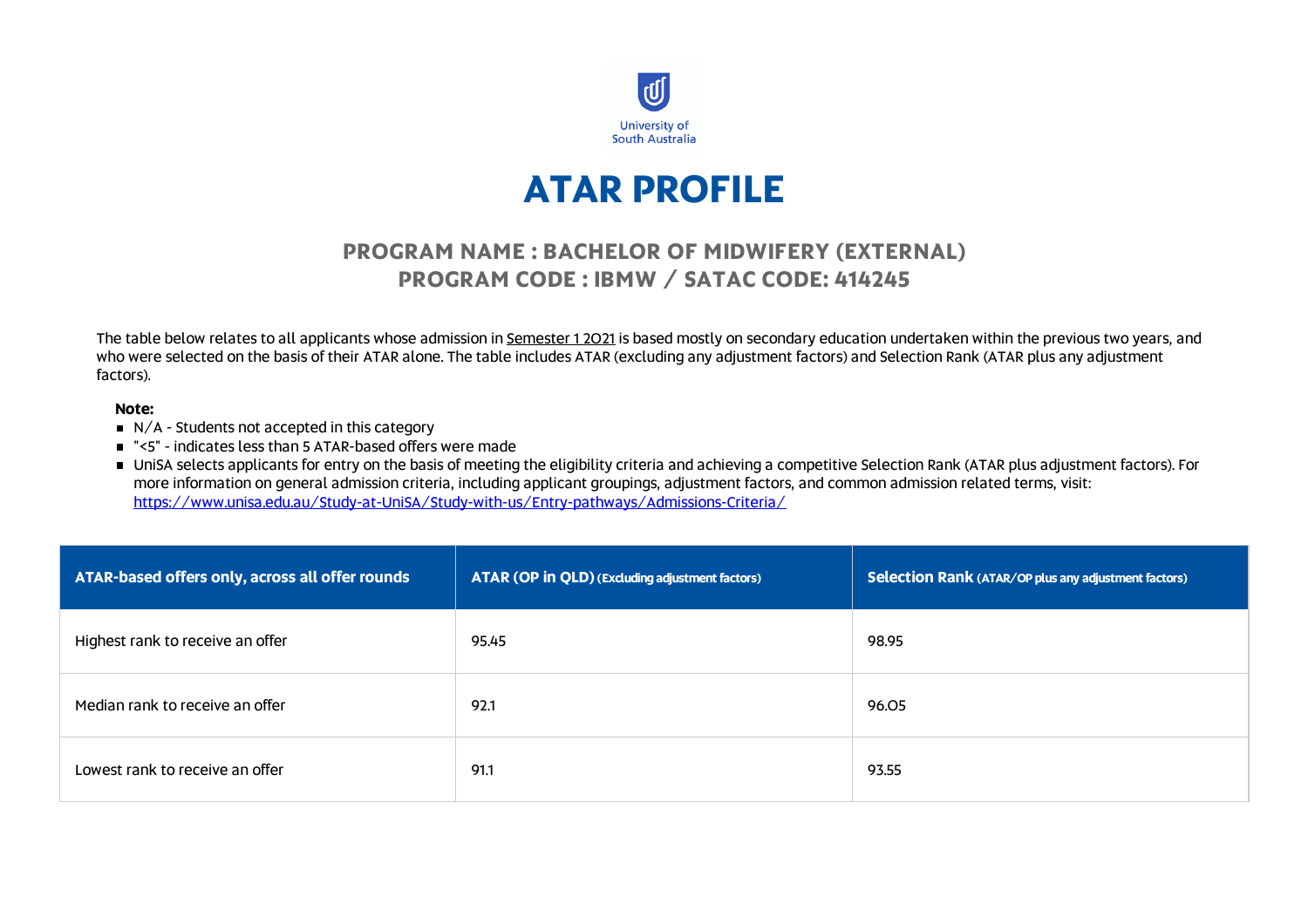University of South Australia

# ATAR PROFILE

## PROGRAM NAME : BACHELOR OF MIDWIFERY (EXTERNAL)
## PROGRAM CODE : IBMW / SATAC CODE: 414245

The table below relates to all applicants whose admission in Semester 1 2021 is based mostly on secondary education undertaken within the previous two years, and who were selected on the basis of their ATAR alone. The table includes ATAR (excluding any adjustment factors) and Selection Rank (ATAR plus any adjustment factors).

**Note:**

- N/A - Students not accepted in this category
- "<5" - indicates less than 5 ATAR-based offers were made
- UniSA selects applicants for entry on the basis of meeting the eligibility criteria and achieving a competitive Selection Rank (ATAR plus adjustment factors). For more information on general admission criteria, including applicant groupings, adjustment factors, and common admission related terms, visit: https://www.unisa.edu.au/Study-at-UniSA/Study-with-us/Entry-pathways/Admissions-Criteria/

| ATAR-based offers only, across all offer rounds | ATAR (OP in QLD) (Excluding adjustment factors) | Selection Rank (ATAR/OP plus any adjustment factors) |
|---|---|---|
| Highest rank to receive an offer | 95.45 | 98.95 |
| Median rank to receive an offer | 92.1 | 96.05 |
| Lowest rank to receive an offer | 91.1 | 93.55 |